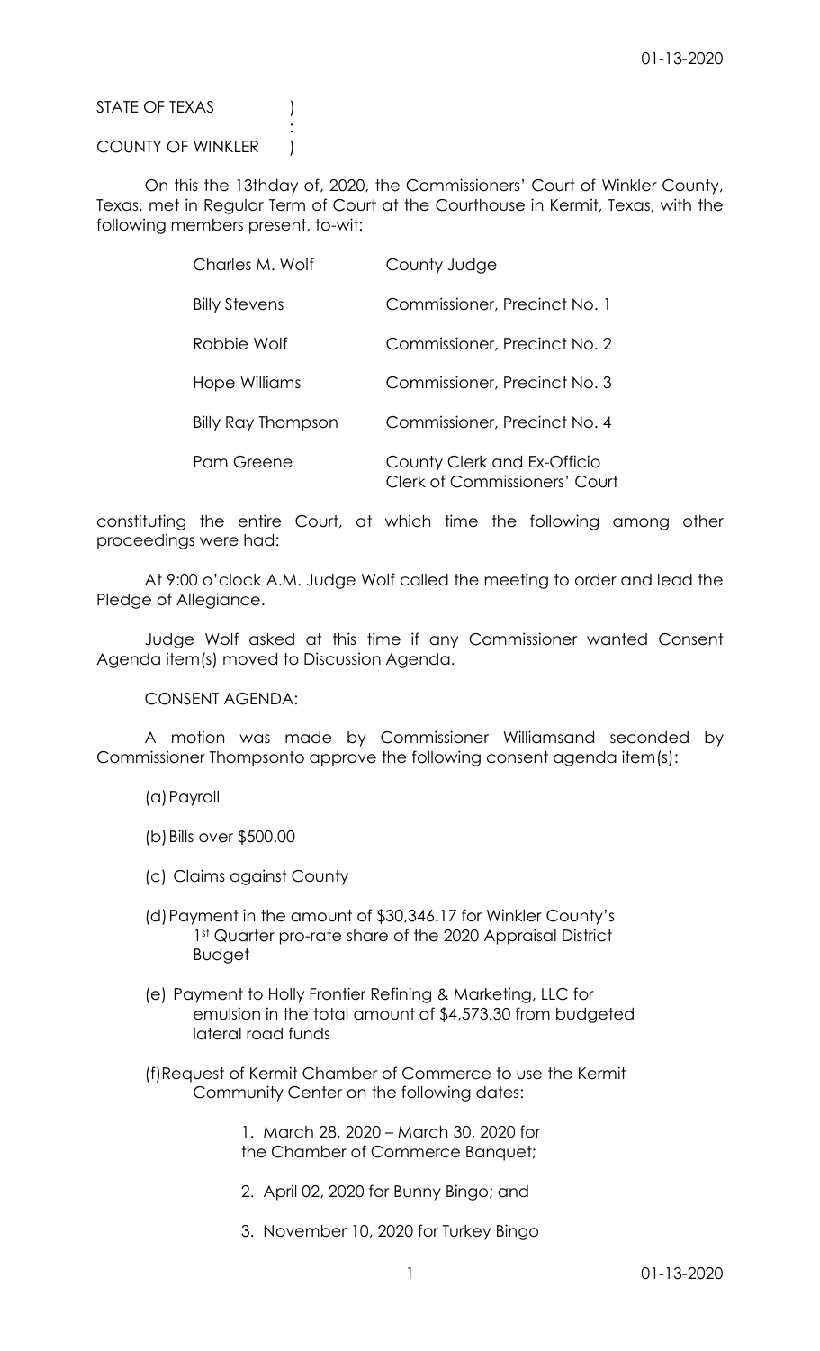STATE OF TEXAS )
:
COUNTY OF WINKLER )

On this the 13thday of, 2020, the Commissioners' Court of Winkler County, Texas, met in Regular Term of Court at the Courthouse in Kermit, Texas, with the following members present, to-wit:

| | |
|---|---|
| Charles M. Wolf | County Judge |
| Billy Stevens | Commissioner, Precinct No. 1 |
| Robbie Wolf | Commissioner, Precinct No. 2 |
| Hope Williams | Commissioner, Precinct No. 3 |
| Billy Ray Thompson | Commissioner, Precinct No. 4 |
| Pam Greene | County Clerk and Ex-Officio Clerk of Commissioners' Court |

constituting the entire Court, at which time the following among other proceedings were had:

At 9:00 o'clock A.M. Judge Wolf called the meeting to order and lead the Pledge of Allegiance.

Judge Wolf asked at this time if any Commissioner wanted Consent Agenda item(s) moved to Discussion Agenda.

CONSENT AGENDA:

A motion was made by Commissioner Williamsand seconded by Commissioner Thompsonto approve the following consent agenda item(s):

(a) Payroll

(b) Bills over $500.00

(c) Claims against County

(d) Payment in the amount of $30,346.17 for Winkler County's 1st Quarter pro-rate share of the 2020 Appraisal District Budget

(e) Payment to Holly Frontier Refining & Marketing, LLC for emulsion in the total amount of $4,573.30 from budgeted lateral road funds

(f) Request of Kermit Chamber of Commerce to use the Kermit Community Center on the following dates:

1. March 28, 2020 – March 30, 2020 for the Chamber of Commerce Banquet;

2. April 02, 2020 for Bunny Bingo; and

3. November 10, 2020 for Turkey Bingo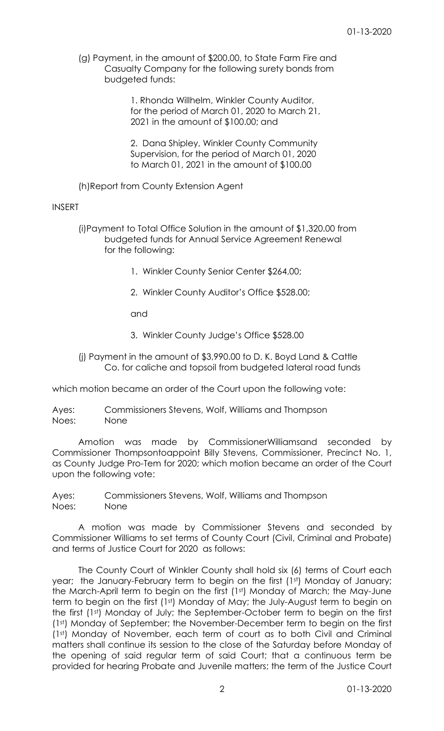(g) Payment, in the amount of $200.00, to State Farm Fire and Casualty Company for the following surety bonds from budgeted funds:

1. Rhonda Willhelm, Winkler County Auditor, for the period of March 01, 2020 to March 21, 2021 in the amount of $100.00; and

2. Dana Shipley, Winkler County Community Supervision, for the period of March 01, 2020 to March 01, 2021 in the amount of $100.00

(h)Report from County Extension Agent

INSERT

(i)Payment to Total Office Solution in the amount of $1,320.00 from budgeted funds for Annual Service Agreement Renewal for the following:

1. Winkler County Senior Center $264,00;

2. Winkler County Auditor's Office $528.00;

and

3. Winkler County Judge's Office $528.00

(j) Payment in the amount of $3,990.00 to D. K. Boyd Land & Cattle Co. for caliche and topsoil from budgeted lateral road funds

which motion became an order of the Court upon the following vote:

Ayes: Commissioners Stevens, Wolf, Williams and Thompson
Noes: None

Amotion was made by CommissionerWilliamsand seconded by Commissioner Thompsontoappoint Billy Stevens, Commissioner, Precinct No. 1, as County Judge Pro-Tem for 2020; which motion became an order of the Court upon the following vote:

Ayes: Commissioners Stevens, Wolf, Williams and Thompson
Noes: None

A motion was made by Commissioner Stevens and seconded by Commissioner Williams to set terms of County Court (Civil, Criminal and Probate) and terms of Justice Court for 2020 as follows:

The County Court of Winkler County shall hold six (6) terms of Court each year; the January-February term to begin on the first (1st) Monday of January; the March-April term to begin on the first (1st) Monday of March; the May-June term to begin on the first (1st) Monday of May; the July-August term to begin on the first (1st) Monday of July; the September-October term to begin on the first (1st) Monday of September; the November-December term to begin on the first (1st) Monday of November, each term of court as to both Civil and Criminal matters shall continue its session to the close of the Saturday before Monday of the opening of said regular term of said Court; that a continuous term be provided for hearing Probate and Juvenile matters; the term of the Justice Court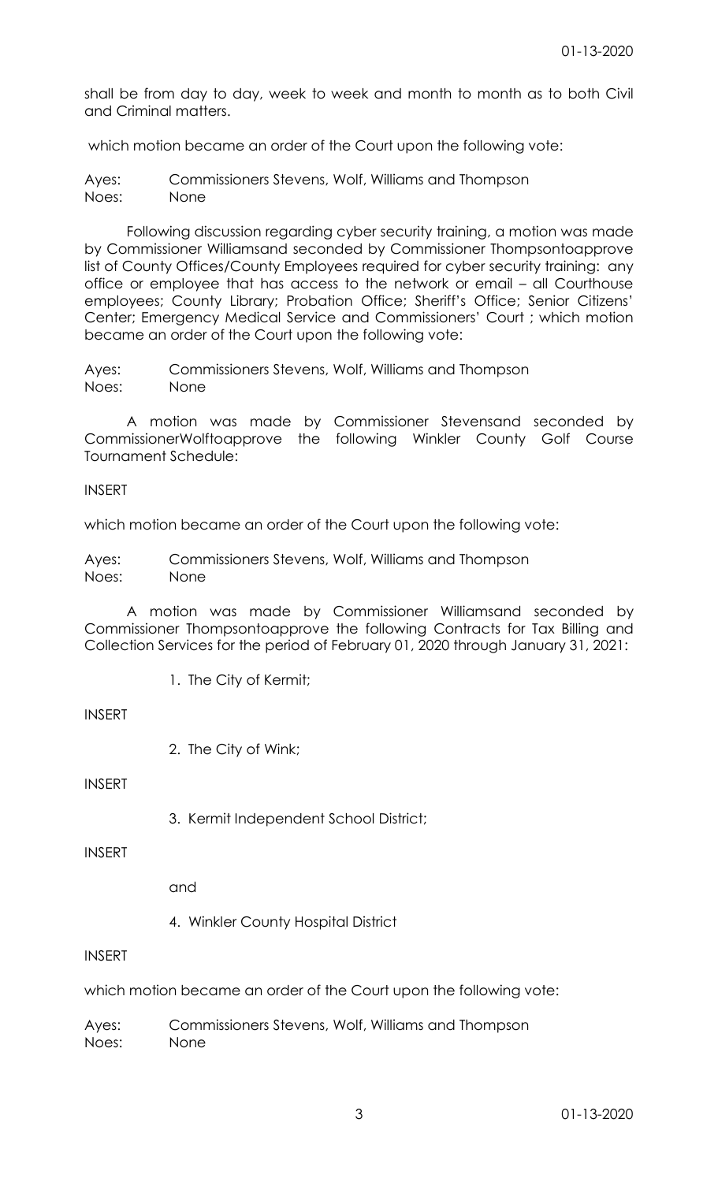shall be from day to day, week to week and month to month as to both Civil and Criminal matters.

which motion became an order of the Court upon the following vote:

Ayes: Commissioners Stevens, Wolf, Williams and Thompson
Noes: None

Following discussion regarding cyber security training, a motion was made by Commissioner Williamsand seconded by Commissioner Thompsontoapprove list of County Offices/County Employees required for cyber security training: any office or employee that has access to the network or email – all Courthouse employees; County Library; Probation Office; Sheriff's Office; Senior Citizens' Center; Emergency Medical Service and Commissioners' Court ; which motion became an order of the Court upon the following vote:

Ayes: Commissioners Stevens, Wolf, Williams and Thompson
Noes: None

A motion was made by Commissioner Stevensand seconded by CommissionerWolftoapprove the following Winkler County Golf Course Tournament Schedule:

INSERT

which motion became an order of the Court upon the following vote:

Ayes: Commissioners Stevens, Wolf, Williams and Thompson
Noes: None

A motion was made by Commissioner Williamsand seconded by Commissioner Thompsontoapprove the following Contracts for Tax Billing and Collection Services for the period of February 01, 2020 through January 31, 2021:

1. The City of Kermit;

INSERT

2. The City of Wink;

INSERT

3. Kermit Independent School District;

INSERT

and

4. Winkler County Hospital District

INSERT

which motion became an order of the Court upon the following vote:

Ayes: Commissioners Stevens, Wolf, Williams and Thompson
Noes: None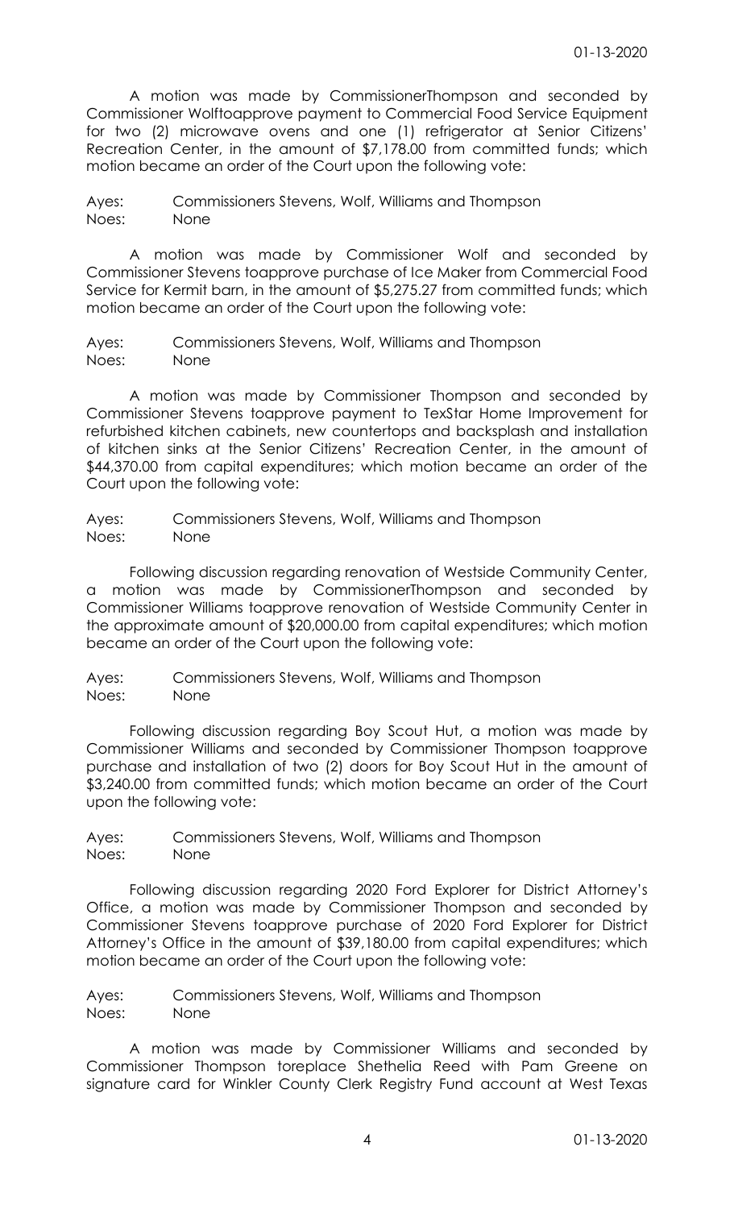A motion was made by CommissionerThompson and seconded by Commissioner Wolftoapprove payment to Commercial Food Service Equipment for two (2) microwave ovens and one (1) refrigerator at Senior Citizens' Recreation Center, in the amount of $7,178.00 from committed funds; which motion became an order of the Court upon the following vote:

Ayes: Commissioners Stevens, Wolf, Williams and Thompson
Noes: None

A motion was made by Commissioner Wolf and seconded by Commissioner Stevens toapprove purchase of Ice Maker from Commercial Food Service for Kermit barn, in the amount of $5,275.27 from committed funds; which motion became an order of the Court upon the following vote:

Ayes: Commissioners Stevens, Wolf, Williams and Thompson
Noes: None

A motion was made by Commissioner Thompson and seconded by Commissioner Stevens toapprove payment to TexStar Home Improvement for refurbished kitchen cabinets, new countertops and backsplash and installation of kitchen sinks at the Senior Citizens' Recreation Center, in the amount of $44,370.00 from capital expenditures; which motion became an order of the Court upon the following vote:

Ayes: Commissioners Stevens, Wolf, Williams and Thompson
Noes: None

Following discussion regarding renovation of Westside Community Center, a motion was made by CommissionerThompson and seconded by Commissioner Williams toapprove renovation of Westside Community Center in the approximate amount of $20,000.00 from capital expenditures; which motion became an order of the Court upon the following vote:

Ayes: Commissioners Stevens, Wolf, Williams and Thompson
Noes: None

Following discussion regarding Boy Scout Hut, a motion was made by Commissioner Williams and seconded by Commissioner Thompson toapprove purchase and installation of two (2) doors for Boy Scout Hut in the amount of $3,240.00 from committed funds; which motion became an order of the Court upon the following vote:

Ayes: Commissioners Stevens, Wolf, Williams and Thompson
Noes: None

Following discussion regarding 2020 Ford Explorer for District Attorney's Office, a motion was made by Commissioner Thompson and seconded by Commissioner Stevens toapprove purchase of 2020 Ford Explorer for District Attorney's Office in the amount of $39,180.00 from capital expenditures; which motion became an order of the Court upon the following vote:

Ayes: Commissioners Stevens, Wolf, Williams and Thompson
Noes: None

A motion was made by Commissioner Williams and seconded by Commissioner Thompson toreplace Shethelia Reed with Pam Greene on signature card for Winkler County Clerk Registry Fund account at West Texas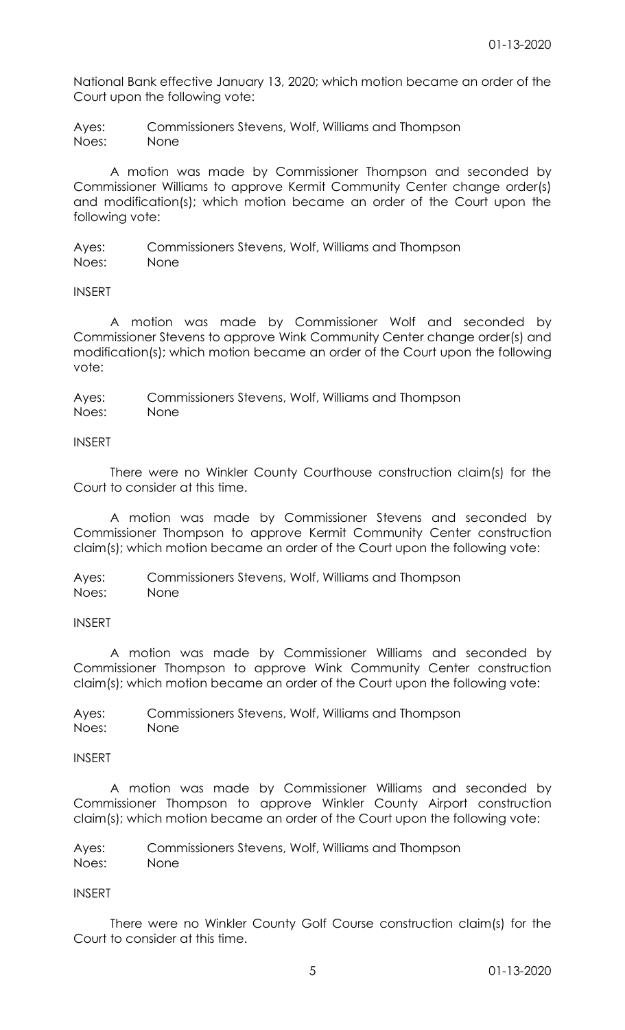National Bank effective January 13, 2020; which motion became an order of the Court upon the following vote:

Ayes: Commissioners Stevens, Wolf, Williams and Thompson
Noes: None

A motion was made by Commissioner Thompson and seconded by Commissioner Williams to approve Kermit Community Center change order(s) and modification(s); which motion became an order of the Court upon the following vote:

Ayes: Commissioners Stevens, Wolf, Williams and Thompson
Noes: None

INSERT

A motion was made by Commissioner Wolf and seconded by Commissioner Stevens to approve Wink Community Center change order(s) and modification(s); which motion became an order of the Court upon the following vote:

Ayes: Commissioners Stevens, Wolf, Williams and Thompson
Noes: None

INSERT

There were no Winkler County Courthouse construction claim(s) for the Court to consider at this time.

A motion was made by Commissioner Stevens and seconded by Commissioner Thompson to approve Kermit Community Center construction claim(s); which motion became an order of the Court upon the following vote:

Ayes: Commissioners Stevens, Wolf, Williams and Thompson
Noes: None

INSERT

A motion was made by Commissioner Williams and seconded by Commissioner Thompson to approve Wink Community Center construction claim(s); which motion became an order of the Court upon the following vote:

Ayes: Commissioners Stevens, Wolf, Williams and Thompson
Noes: None

INSERT

A motion was made by Commissioner Williams and seconded by Commissioner Thompson to approve Winkler County Airport construction claim(s); which motion became an order of the Court upon the following vote:

Ayes: Commissioners Stevens, Wolf, Williams and Thompson
Noes: None

INSERT

There were no Winkler County Golf Course construction claim(s) for the Court to consider at this time.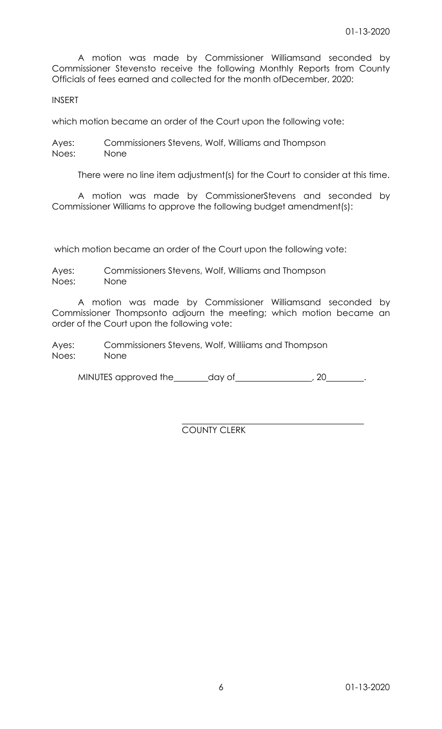A motion was made by Commissioner Williamsand seconded by Commissioner Stevensto receive the following Monthly Reports from County Officials of fees earned and collected for the month ofDecember, 2020:

INSERT

which motion became an order of the Court upon the following vote:

Ayes: Commissioners Stevens, Wolf, Williams and Thompson
Noes: None

There were no line item adjustment(s) for the Court to consider at this time.

A motion was made by CommissionerStevens and seconded by Commissioner Williams to approve the following budget amendment(s):

which motion became an order of the Court upon the following vote:

Ayes: Commissioners Stevens, Wolf, Williams and Thompson
Noes: None

A motion was made by Commissioner Williamsand seconded by Commissioner Thompsonto adjourn the meeting; which motion became an order of the Court upon the following vote:

Ayes: Commissioners Stevens, Wolf, Williiams and Thompson
Noes: None

MINUTES approved the\_\_\_\_\_\_\_day of\_\_\_\_\_\_\_\_\_\_\_\_\_\_\_\_, 20\_\_\_\_\_\_\_\_.

\_\_\_\_\_\_\_\_\_\_\_\_\_\_\_\_\_\_\_\_\_\_\_\_\_\_\_\_\_\_\_\_\_\_\_\_\_\_\_\_

COUNTY CLERK